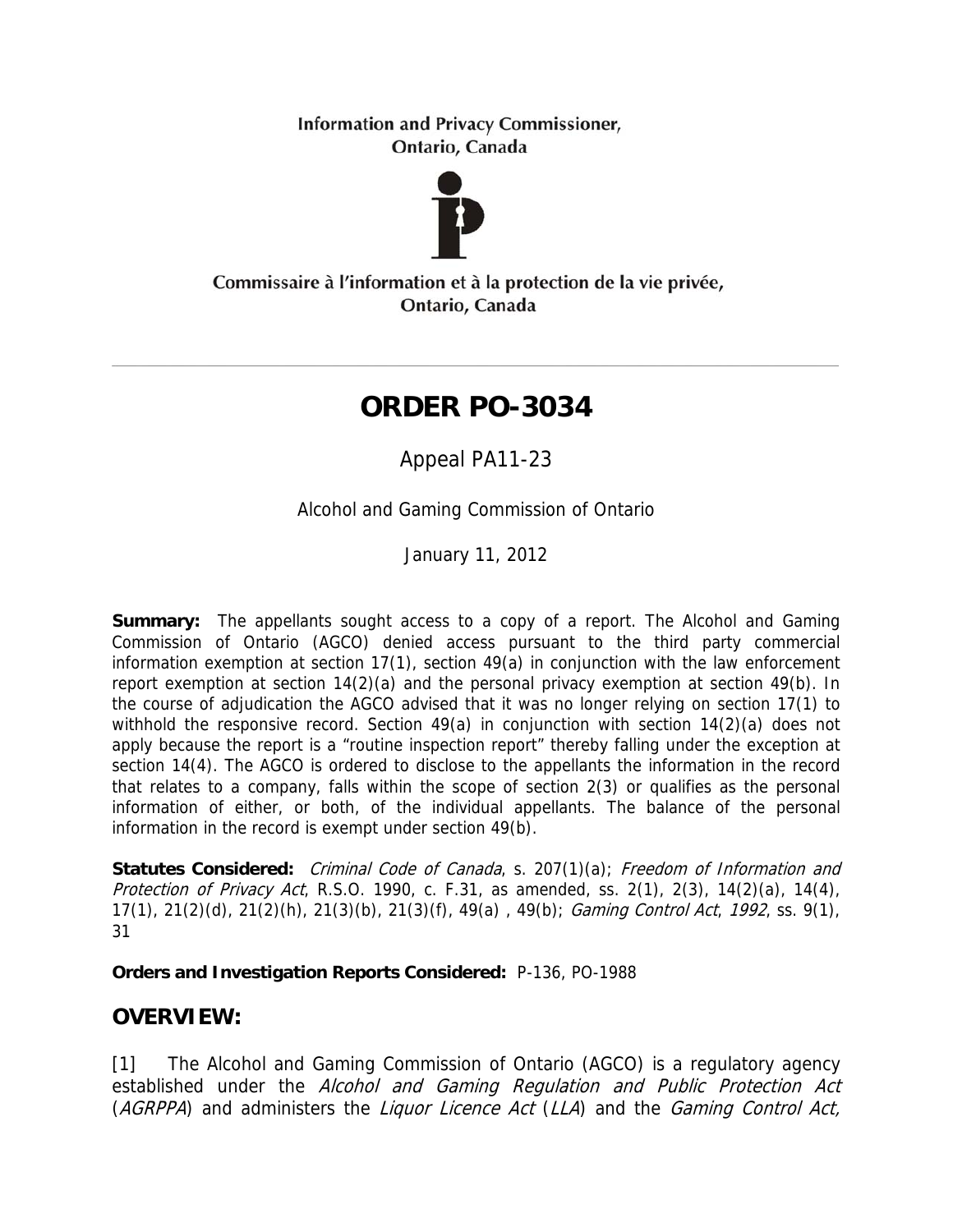Information and Privacy Commissioner,
Ontario, Canada

Commissaire à l'information et à la protection de la vie privée,
Ontario, Canada

---

# ORDER PO-3034

Appeal PA11-23

Alcohol and Gaming Commission of Ontario

January 11, 2012

**Summary:** The appellants sought access to a copy of a report. The Alcohol and Gaming Commission of Ontario (AGCO) denied access pursuant to the third party commercial information exemption at section 17(1), section 49(a) in conjunction with the law enforcement report exemption at section 14(2)(a) and the personal privacy exemption at section 49(b). In the course of adjudication the AGCO advised that it was no longer relying on section 17(1) to withhold the responsive record. Section 49(a) in conjunction with section 14(2)(a) does not apply because the report is a "routine inspection report" thereby falling under the exception at section 14(4). The AGCO is ordered to disclose to the appellants the information in the record that relates to a company, falls within the scope of section 2(3) or qualifies as the personal information of either, or both, of the individual appellants. The balance of the personal information in the record is exempt under section 49(b).

**Statutes Considered:** *Criminal Code of Canada*, s. 207(1)(a); *Freedom of Information and Protection of Privacy Act*, R.S.O. 1990, c. F.31, as amended, ss. 2(1), 2(3), 14(2)(a), 14(4), 17(1), 21(2)(d), 21(2)(h), 21(3)(b), 21(3)(f), 49(a) , 49(b); *Gaming Control Act*, *1992*, ss. 9(1), 31

**Orders and Investigation Reports Considered:** P-136, PO-1988

## OVERVIEW:

[1] The Alcohol and Gaming Commission of Ontario (AGCO) is a regulatory agency established under the *Alcohol and Gaming Regulation and Public Protection Act* (*AGRPPA*) and administers the *Liquor Licence Act* (*LLA*) and the *Gaming Control Act,*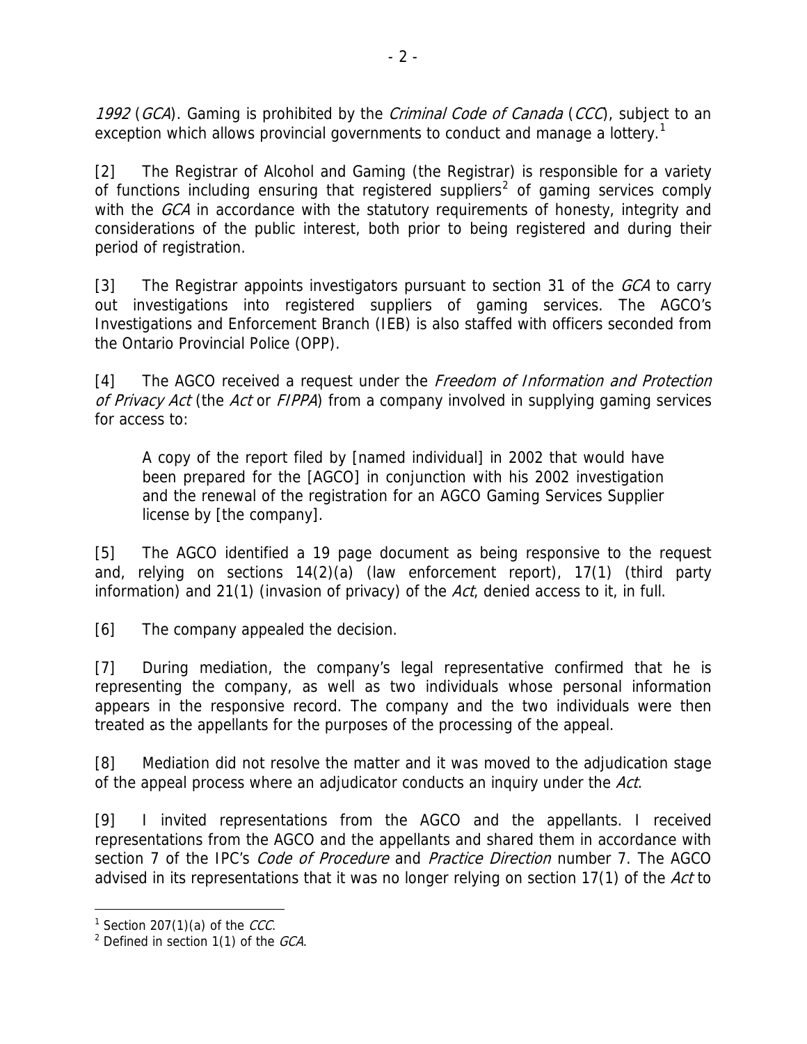*1992* (*GCA*). Gaming is prohibited by the *Criminal Code of Canada* (*CCC*), subject to an exception which allows provincial governments to conduct and manage a lottery.[1]

[2] The Registrar of Alcohol and Gaming (the Registrar) is responsible for a variety of functions including ensuring that registered suppliers[2] of gaming services comply with the *GCA* in accordance with the statutory requirements of honesty, integrity and considerations of the public interest, both prior to being registered and during their period of registration.

[3] The Registrar appoints investigators pursuant to section 31 of the *GCA* to carry out investigations into registered suppliers of gaming services. The AGCO's Investigations and Enforcement Branch (IEB) is also staffed with officers seconded from the Ontario Provincial Police (OPP).

[4] The AGCO received a request under the *Freedom of Information and Protection of Privacy Act* (the *Act* or *FIPPA*) from a company involved in supplying gaming services for access to:

> A copy of the report filed by [named individual] in 2002 that would have been prepared for the [AGCO] in conjunction with his 2002 investigation and the renewal of the registration for an AGCO Gaming Services Supplier license by [the company].

[5] The AGCO identified a 19 page document as being responsive to the request and, relying on sections 14(2)(a) (law enforcement report), 17(1) (third party information) and 21(1) (invasion of privacy) of the *Act*, denied access to it, in full.

[6] The company appealed the decision.

[7] During mediation, the company's legal representative confirmed that he is representing the company, as well as two individuals whose personal information appears in the responsive record. The company and the two individuals were then treated as the appellants for the purposes of the processing of the appeal.

[8] Mediation did not resolve the matter and it was moved to the adjudication stage of the appeal process where an adjudicator conducts an inquiry under the *Act*.

[9] I invited representations from the AGCO and the appellants. I received representations from the AGCO and the appellants and shared them in accordance with section 7 of the IPC's *Code of Procedure* and *Practice Direction* number 7. The AGCO advised in its representations that it was no longer relying on section 17(1) of the *Act* to

---

[1] Section 207(1)(a) of the *CCC*.

[2] Defined in section 1(1) of the *GCA*.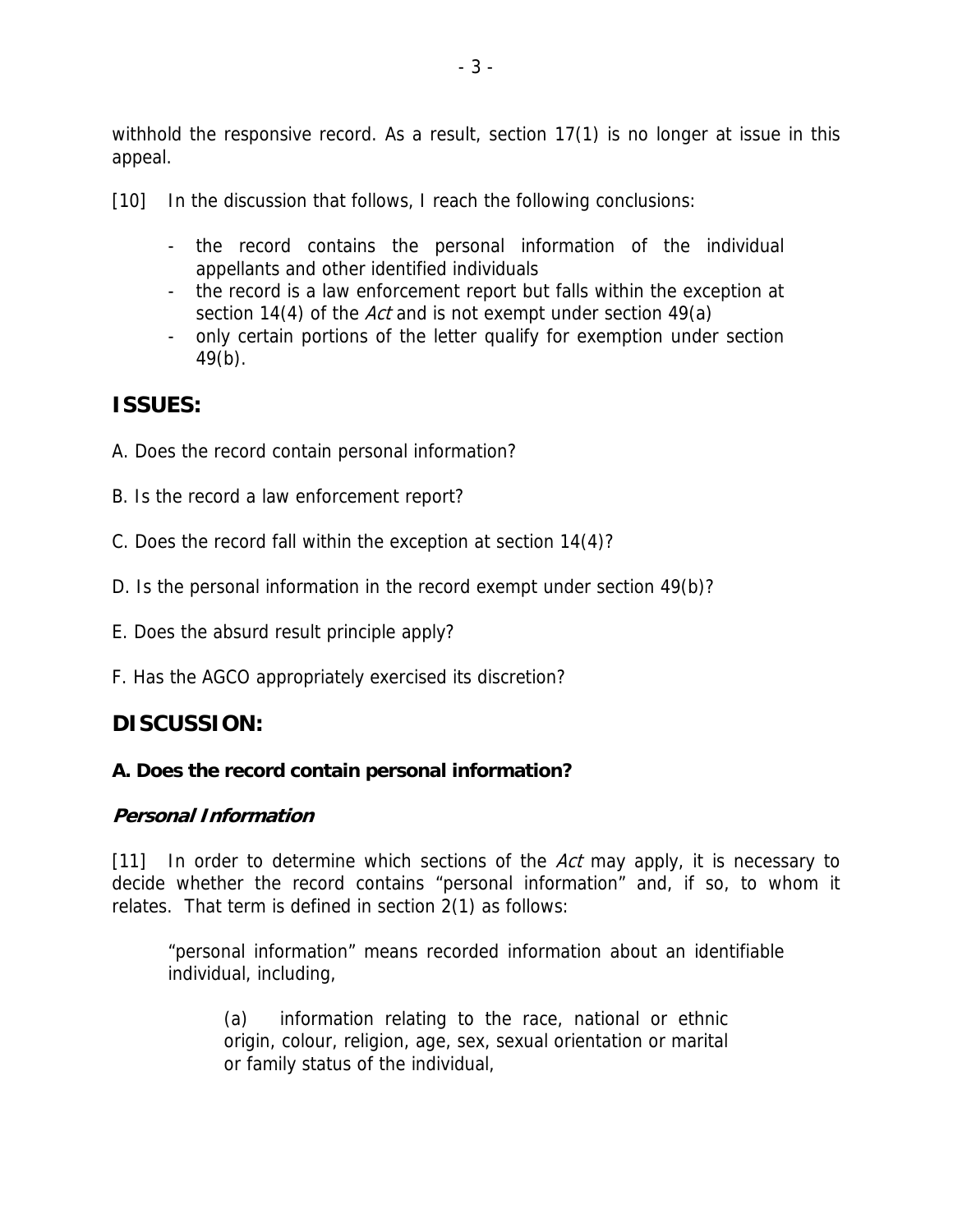withhold the responsive record. As a result, section 17(1) is no longer at issue in this appeal.

[10] In the discussion that follows, I reach the following conclusions:

- the record contains the personal information of the individual appellants and other identified individuals
- the record is a law enforcement report but falls within the exception at section 14(4) of the *Act* and is not exempt under section 49(a)
- only certain portions of the letter qualify for exemption under section 49(b).

## ISSUES:

A. Does the record contain personal information?

B. Is the record a law enforcement report?

C. Does the record fall within the exception at section 14(4)?

D. Is the personal information in the record exempt under section 49(b)?

E. Does the absurd result principle apply?

F. Has the AGCO appropriately exercised its discretion?

## DISCUSSION:

### A. Does the record contain personal information?

#### *Personal Information*

[11] In order to determine which sections of the *Act* may apply, it is necessary to decide whether the record contains "personal information" and, if so, to whom it relates. That term is defined in section 2(1) as follows:

> "personal information" means recorded information about an identifiable individual, including,
>
> > (a) information relating to the race, national or ethnic origin, colour, religion, age, sex, sexual orientation or marital or family status of the individual,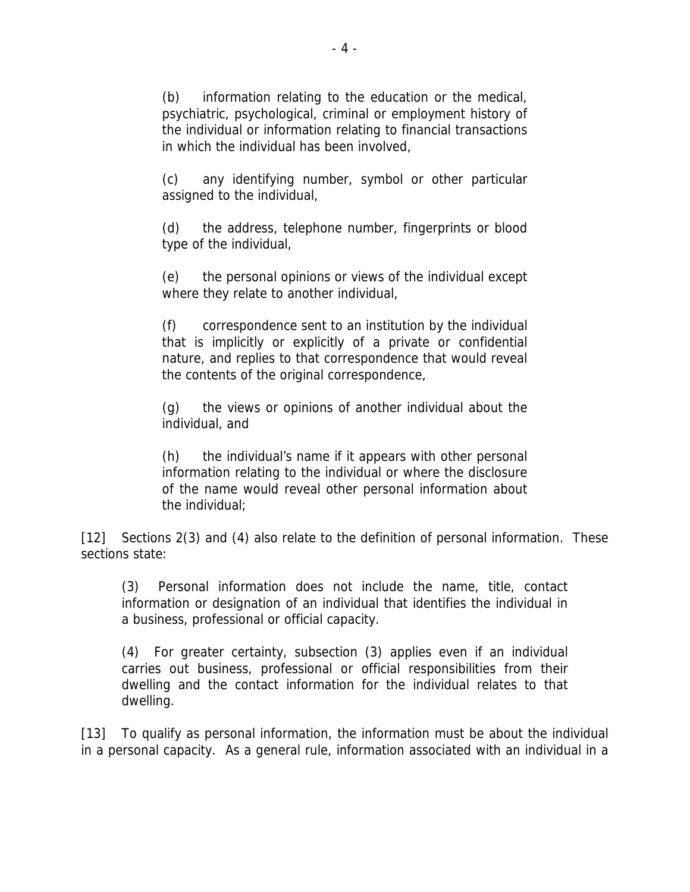> (b) information relating to the education or the medical, psychiatric, psychological, criminal or employment history of the individual or information relating to financial transactions in which the individual has been involved,
>
> (c) any identifying number, symbol or other particular assigned to the individual,
>
> (d) the address, telephone number, fingerprints or blood type of the individual,
>
> (e) the personal opinions or views of the individual except where they relate to another individual,
>
> (f) correspondence sent to an institution by the individual that is implicitly or explicitly of a private or confidential nature, and replies to that correspondence that would reveal the contents of the original correspondence,
>
> (g) the views or opinions of another individual about the individual, and
>
> (h) the individual's name if it appears with other personal information relating to the individual or where the disclosure of the name would reveal other personal information about the individual;

[12] Sections 2(3) and (4) also relate to the definition of personal information. These sections state:

> (3) Personal information does not include the name, title, contact information or designation of an individual that identifies the individual in a business, professional or official capacity.
>
> (4) For greater certainty, subsection (3) applies even if an individual carries out business, professional or official responsibilities from their dwelling and the contact information for the individual relates to that dwelling.

[13] To qualify as personal information, the information must be about the individual in a personal capacity. As a general rule, information associated with an individual in a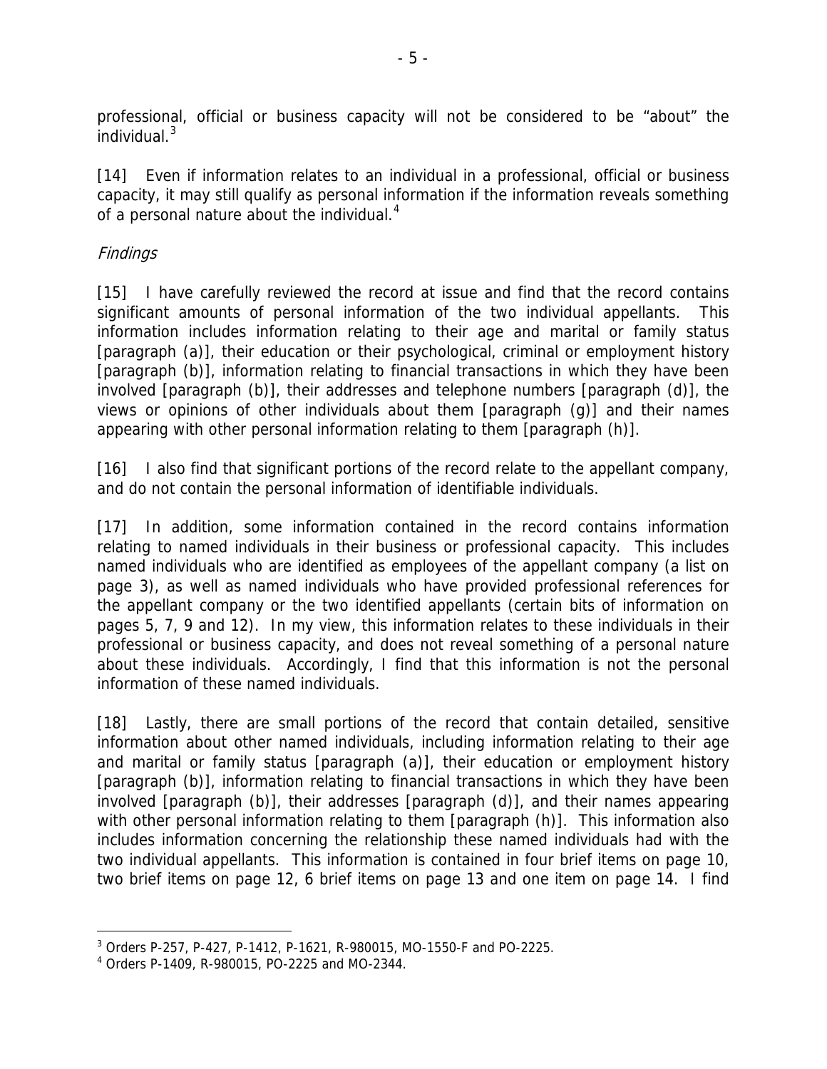professional, official or business capacity will not be considered to be "about" the individual.[3]

[14] Even if information relates to an individual in a professional, official or business capacity, it may still qualify as personal information if the information reveals something of a personal nature about the individual.[4]

*Findings*

[15] I have carefully reviewed the record at issue and find that the record contains significant amounts of personal information of the two individual appellants. This information includes information relating to their age and marital or family status [paragraph (a)], their education or their psychological, criminal or employment history [paragraph (b)], information relating to financial transactions in which they have been involved [paragraph (b)], their addresses and telephone numbers [paragraph (d)], the views or opinions of other individuals about them [paragraph (g)] and their names appearing with other personal information relating to them [paragraph (h)].

[16] I also find that significant portions of the record relate to the appellant company, and do not contain the personal information of identifiable individuals.

[17] In addition, some information contained in the record contains information relating to named individuals in their business or professional capacity. This includes named individuals who are identified as employees of the appellant company (a list on page 3), as well as named individuals who have provided professional references for the appellant company or the two identified appellants (certain bits of information on pages 5, 7, 9 and 12). In my view, this information relates to these individuals in their professional or business capacity, and does not reveal something of a personal nature about these individuals. Accordingly, I find that this information is not the personal information of these named individuals.

[18] Lastly, there are small portions of the record that contain detailed, sensitive information about other named individuals, including information relating to their age and marital or family status [paragraph (a)], their education or employment history [paragraph (b)], information relating to financial transactions in which they have been involved [paragraph (b)], their addresses [paragraph (d)], and their names appearing with other personal information relating to them [paragraph (h)]. This information also includes information concerning the relationship these named individuals had with the two individual appellants. This information is contained in four brief items on page 10, two brief items on page 12, 6 brief items on page 13 and one item on page 14. I find

---

[3] Orders P-257, P-427, P-1412, P-1621, R-980015, MO-1550-F and PO-2225.

[4] Orders P-1409, R-980015, PO-2225 and MO-2344.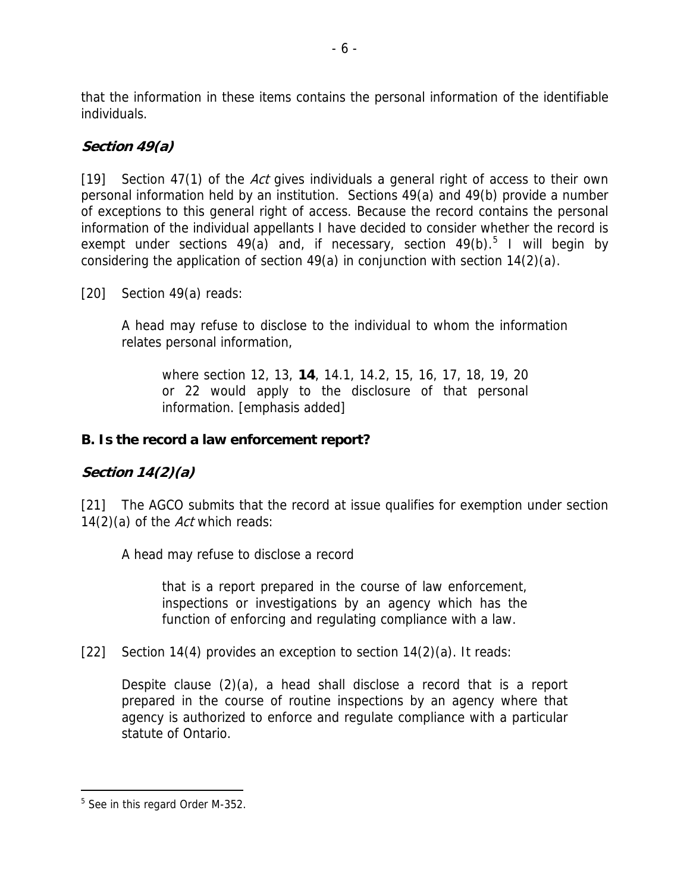that the information in these items contains the personal information of the identifiable individuals.

### *Section 49(a)*

[19] Section 47(1) of the *Act* gives individuals a general right of access to their own personal information held by an institution. Sections 49(a) and 49(b) provide a number of exceptions to this general right of access. Because the record contains the personal information of the individual appellants I have decided to consider whether the record is exempt under sections 49(a) and, if necessary, section 49(b).[5] I will begin by considering the application of section 49(a) in conjunction with section 14(2)(a).

[20] Section 49(a) reads:

> A head may refuse to disclose to the individual to whom the information relates personal information,
>
> > where section 12, 13, **14**, 14.1, 14.2, 15, 16, 17, 18, 19, 20 or 22 would apply to the disclosure of that personal information. [emphasis added]

## B. Is the record a law enforcement report?

### *Section 14(2)(a)*

[21] The AGCO submits that the record at issue qualifies for exemption under section 14(2)(a) of the *Act* which reads:

> A head may refuse to disclose a record
>
> > that is a report prepared in the course of law enforcement, inspections or investigations by an agency which has the function of enforcing and regulating compliance with a law.

[22] Section 14(4) provides an exception to section 14(2)(a). It reads:

> Despite clause (2)(a), a head shall disclose a record that is a report prepared in the course of routine inspections by an agency where that agency is authorized to enforce and regulate compliance with a particular statute of Ontario.

---

[5] See in this regard Order M-352.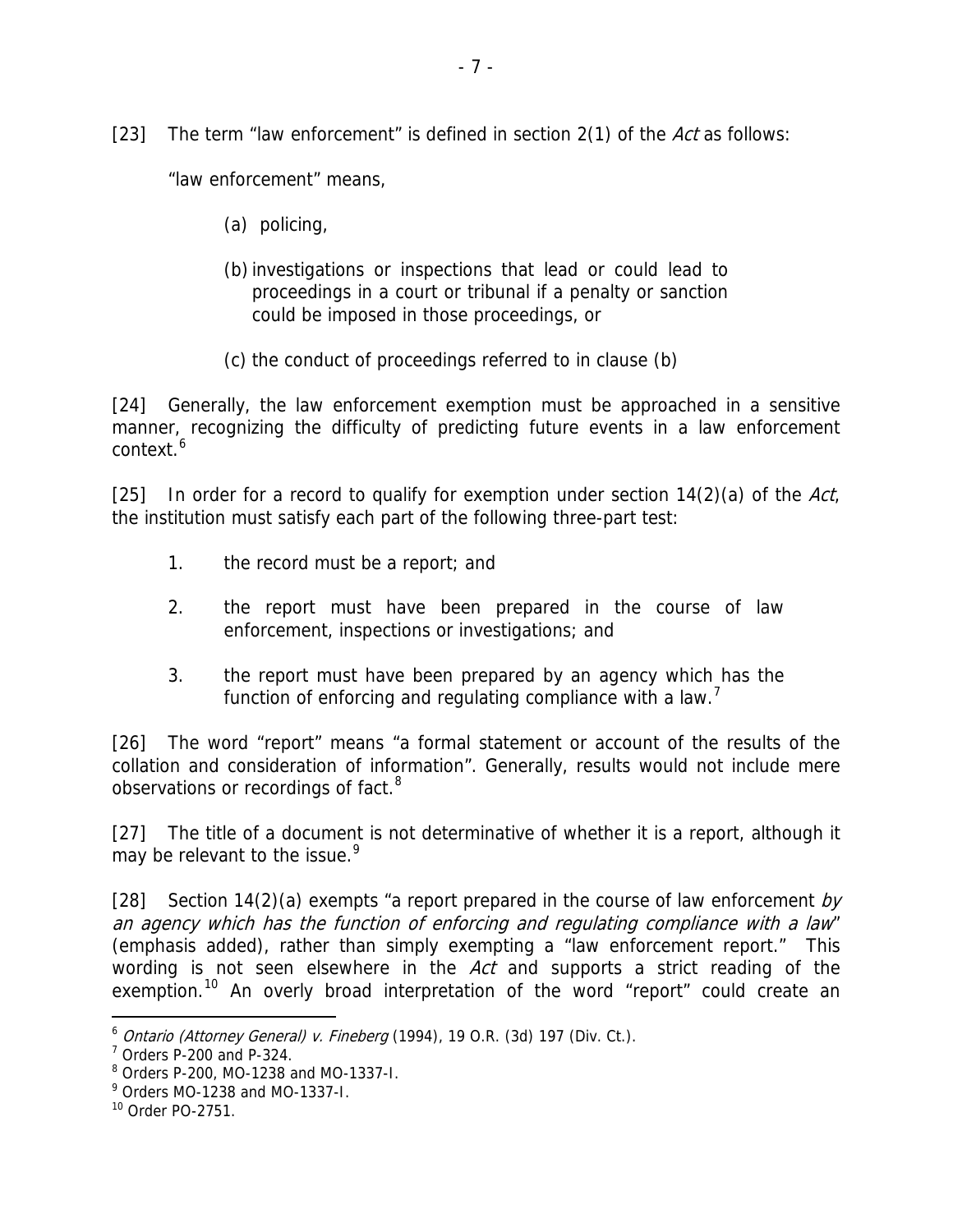[23] The term "law enforcement" is defined in section 2(1) of the *Act* as follows:

> "law enforcement" means,
>
> (a) policing,
>
> (b) investigations or inspections that lead or could lead to proceedings in a court or tribunal if a penalty or sanction could be imposed in those proceedings, or
>
> (c) the conduct of proceedings referred to in clause (b)

[24] Generally, the law enforcement exemption must be approached in a sensitive manner, recognizing the difficulty of predicting future events in a law enforcement context.[6]

[25] In order for a record to qualify for exemption under section 14(2)(a) of the *Act*, the institution must satisfy each part of the following three-part test:

1. the record must be a report; and
2. the report must have been prepared in the course of law enforcement, inspections or investigations; and
3. the report must have been prepared by an agency which has the function of enforcing and regulating compliance with a law.[7]

[26] The word "report" means "a formal statement or account of the results of the collation and consideration of information". Generally, results would not include mere observations or recordings of fact.[8]

[27] The title of a document is not determinative of whether it is a report, although it may be relevant to the issue.[9]

[28] Section 14(2)(a) exempts "a report prepared in the course of law enforcement *by an agency which has the function of enforcing and regulating compliance with a law*" (emphasis added), rather than simply exempting a "law enforcement report." This wording is not seen elsewhere in the *Act* and supports a strict reading of the exemption.[10] An overly broad interpretation of the word "report" could create an

---

[6] *Ontario (Attorney General) v. Fineberg* (1994), 19 O.R. (3d) 197 (Div. Ct.).

[7] Orders P-200 and P-324.

[8] Orders P-200, MO-1238 and MO-1337-I.

[9] Orders MO-1238 and MO-1337-I.

[10] Order PO-2751.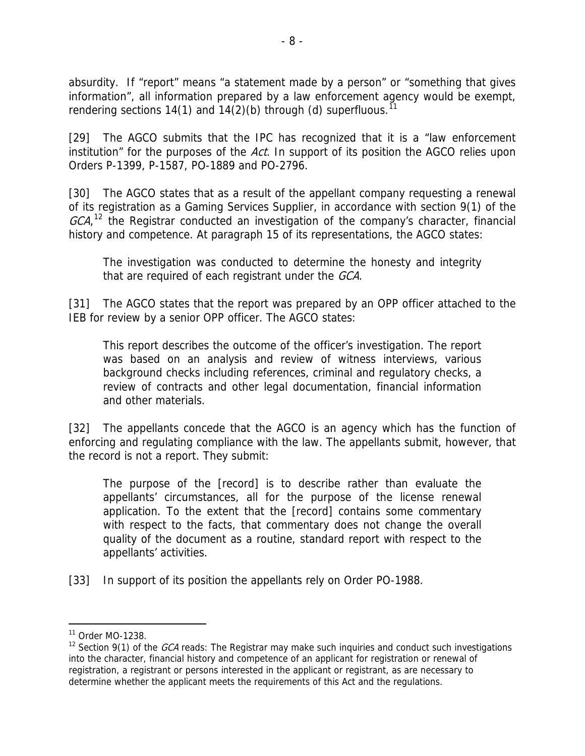absurdity. If "report" means "a statement made by a person" or "something that gives information", all information prepared by a law enforcement agency would be exempt, rendering sections 14(1) and 14(2)(b) through (d) superfluous.[11]

[29] The AGCO submits that the IPC has recognized that it is a "law enforcement institution" for the purposes of the *Act*. In support of its position the AGCO relies upon Orders P-1399, P-1587, PO-1889 and PO-2796.

[30] The AGCO states that as a result of the appellant company requesting a renewal of its registration as a Gaming Services Supplier, in accordance with section 9(1) of the *GCA*,[12] the Registrar conducted an investigation of the company's character, financial history and competence. At paragraph 15 of its representations, the AGCO states:

> The investigation was conducted to determine the honesty and integrity that are required of each registrant under the *GCA*.

[31] The AGCO states that the report was prepared by an OPP officer attached to the IEB for review by a senior OPP officer. The AGCO states:

> This report describes the outcome of the officer's investigation. The report was based on an analysis and review of witness interviews, various background checks including references, criminal and regulatory checks, a review of contracts and other legal documentation, financial information and other materials.

[32] The appellants concede that the AGCO is an agency which has the function of enforcing and regulating compliance with the law. The appellants submit, however, that the record is not a report. They submit:

> The purpose of the [record] is to describe rather than evaluate the appellants' circumstances, all for the purpose of the license renewal application. To the extent that the [record] contains some commentary with respect to the facts, that commentary does not change the overall quality of the document as a routine, standard report with respect to the appellants' activities.

[33] In support of its position the appellants rely on Order PO-1988.

---

[11] Order MO-1238.

[12] Section 9(1) of the *GCA* reads: The Registrar may make such inquiries and conduct such investigations into the character, financial history and competence of an applicant for registration or renewal of registration, a registrant or persons interested in the applicant or registrant, as are necessary to determine whether the applicant meets the requirements of this Act and the regulations.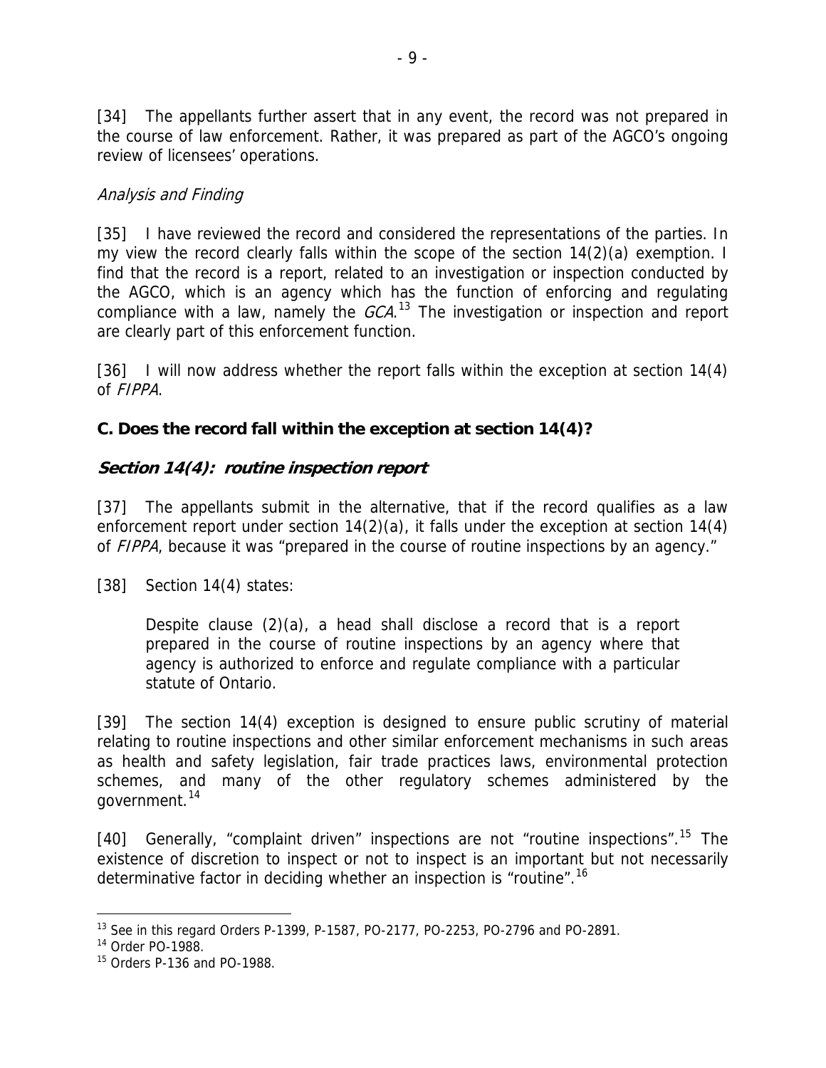[34] The appellants further assert that in any event, the record was not prepared in the course of law enforcement. Rather, it was prepared as part of the AGCO's ongoing review of licensees' operations.

*Analysis and Finding*

[35] I have reviewed the record and considered the representations of the parties. In my view the record clearly falls within the scope of the section 14(2)(a) exemption. I find that the record is a report, related to an investigation or inspection conducted by the AGCO, which is an agency which has the function of enforcing and regulating compliance with a law, namely the *GCA*.[13] The investigation or inspection and report are clearly part of this enforcement function.

[36] I will now address whether the report falls within the exception at section 14(4) of *FIPPA*.

**C. Does the record fall within the exception at section 14(4)?**

***Section 14(4): routine inspection report***

[37] The appellants submit in the alternative, that if the record qualifies as a law enforcement report under section 14(2)(a), it falls under the exception at section 14(4) of *FIPPA*, because it was "prepared in the course of routine inspections by an agency."

[38] Section 14(4) states:

> Despite clause (2)(a), a head shall disclose a record that is a report prepared in the course of routine inspections by an agency where that agency is authorized to enforce and regulate compliance with a particular statute of Ontario.

[39] The section 14(4) exception is designed to ensure public scrutiny of material relating to routine inspections and other similar enforcement mechanisms in such areas as health and safety legislation, fair trade practices laws, environmental protection schemes, and many of the other regulatory schemes administered by the government.[14]

[40] Generally, "complaint driven" inspections are not "routine inspections".[15] The existence of discretion to inspect or not to inspect is an important but not necessarily determinative factor in deciding whether an inspection is "routine".[16]

---

[13] See in this regard Orders P-1399, P-1587, PO-2177, PO-2253, PO-2796 and PO-2891.

[14] Order PO-1988.

[15] Orders P-136 and PO-1988.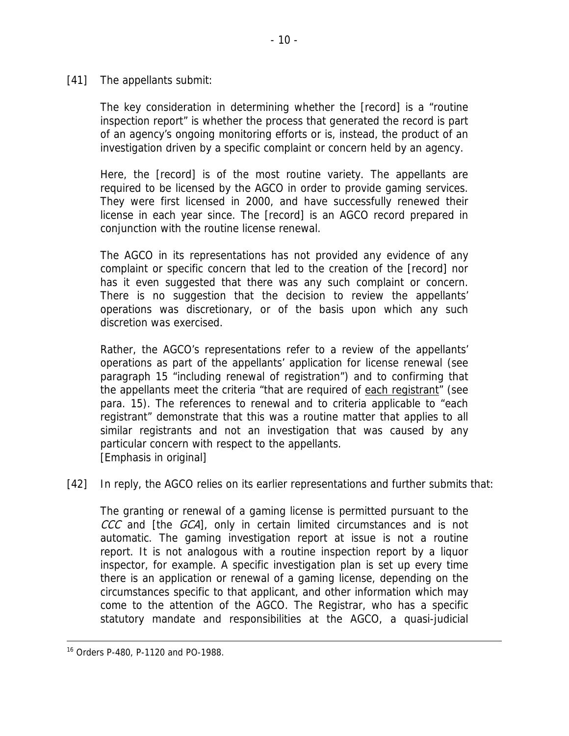[41] The appellants submit:

> The key consideration in determining whether the [record] is a "routine inspection report" is whether the process that generated the record is part of an agency's ongoing monitoring efforts or is, instead, the product of an investigation driven by a specific complaint or concern held by an agency.
>
> Here, the [record] is of the most routine variety. The appellants are required to be licensed by the AGCO in order to provide gaming services. They were first licensed in 2000, and have successfully renewed their license in each year since. The [record] is an AGCO record prepared in conjunction with the routine license renewal.
>
> The AGCO in its representations has not provided any evidence of any complaint or specific concern that led to the creation of the [record] nor has it even suggested that there was any such complaint or concern. There is no suggestion that the decision to review the appellants' operations was discretionary, or of the basis upon which any such discretion was exercised.
>
> Rather, the AGCO's representations refer to a review of the appellants' operations as part of the appellants' application for license renewal (see paragraph 15 "including renewal of registration") and to confirming that the appellants meet the criteria "that are required of <u>each registrant</u>" (see para. 15). The references to renewal and to criteria applicable to "each registrant" demonstrate that this was a routine matter that applies to all similar registrants and not an investigation that was caused by any particular concern with respect to the appellants.
> [Emphasis in original]

[42] In reply, the AGCO relies on its earlier representations and further submits that:

> The granting or renewal of a gaming license is permitted pursuant to the *CCC* and [the *GCA*], only in certain limited circumstances and is not automatic. The gaming investigation report at issue is not a routine report. It is not analogous with a routine inspection report by a liquor inspector, for example. A specific investigation plan is set up every time there is an application or renewal of a gaming license, depending on the circumstances specific to that applicant, and other information which may come to the attention of the AGCO. The Registrar, who has a specific statutory mandate and responsibilities at the AGCO, a quasi-judicial

---

[16] Orders P-480, P-1120 and PO-1988.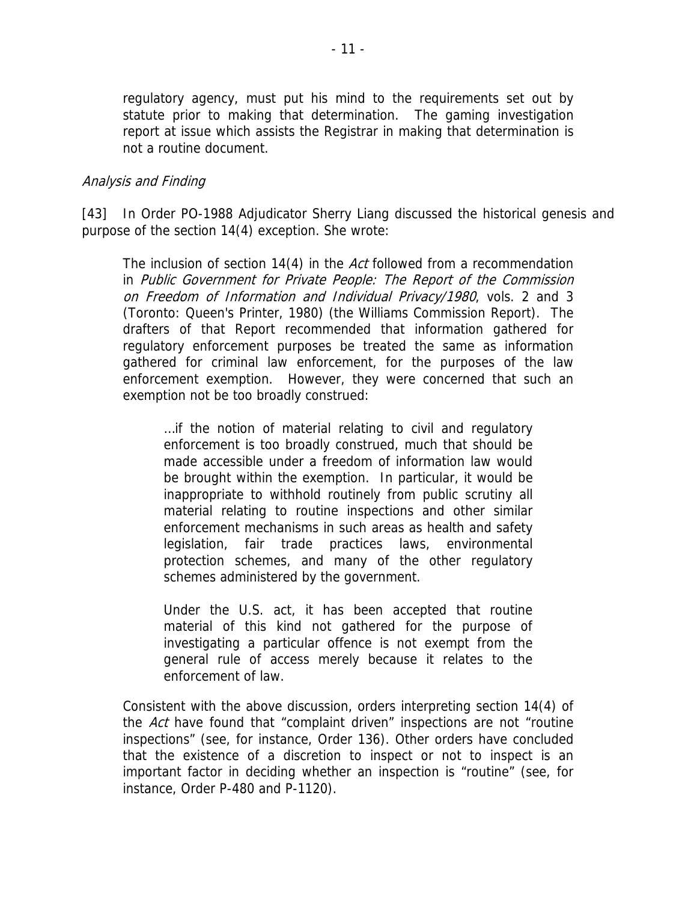> regulatory agency, must put his mind to the requirements set out by statute prior to making that determination. The gaming investigation report at issue which assists the Registrar in making that determination is not a routine document.

*Analysis and Finding*

[43] In Order PO-1988 Adjudicator Sherry Liang discussed the historical genesis and purpose of the section 14(4) exception. She wrote:

> The inclusion of section 14(4) in the *Act* followed from a recommendation in *Public Government for Private People: The Report of the Commission on Freedom of Information and Individual Privacy/1980*, vols. 2 and 3 (Toronto: Queen's Printer, 1980) (the Williams Commission Report). The drafters of that Report recommended that information gathered for regulatory enforcement purposes be treated the same as information gathered for criminal law enforcement, for the purposes of the law enforcement exemption. However, they were concerned that such an exemption not be too broadly construed:
>
> > …if the notion of material relating to civil and regulatory enforcement is too broadly construed, much that should be made accessible under a freedom of information law would be brought within the exemption. In particular, it would be inappropriate to withhold routinely from public scrutiny all material relating to routine inspections and other similar enforcement mechanisms in such areas as health and safety legislation, fair trade practices laws, environmental protection schemes, and many of the other regulatory schemes administered by the government.
> >
> > Under the U.S. act, it has been accepted that routine material of this kind not gathered for the purpose of investigating a particular offence is not exempt from the general rule of access merely because it relates to the enforcement of law.
>
> Consistent with the above discussion, orders interpreting section 14(4) of the *Act* have found that "complaint driven" inspections are not "routine inspections" (see, for instance, Order 136). Other orders have concluded that the existence of a discretion to inspect or not to inspect is an important factor in deciding whether an inspection is "routine" (see, for instance, Order P-480 and P-1120).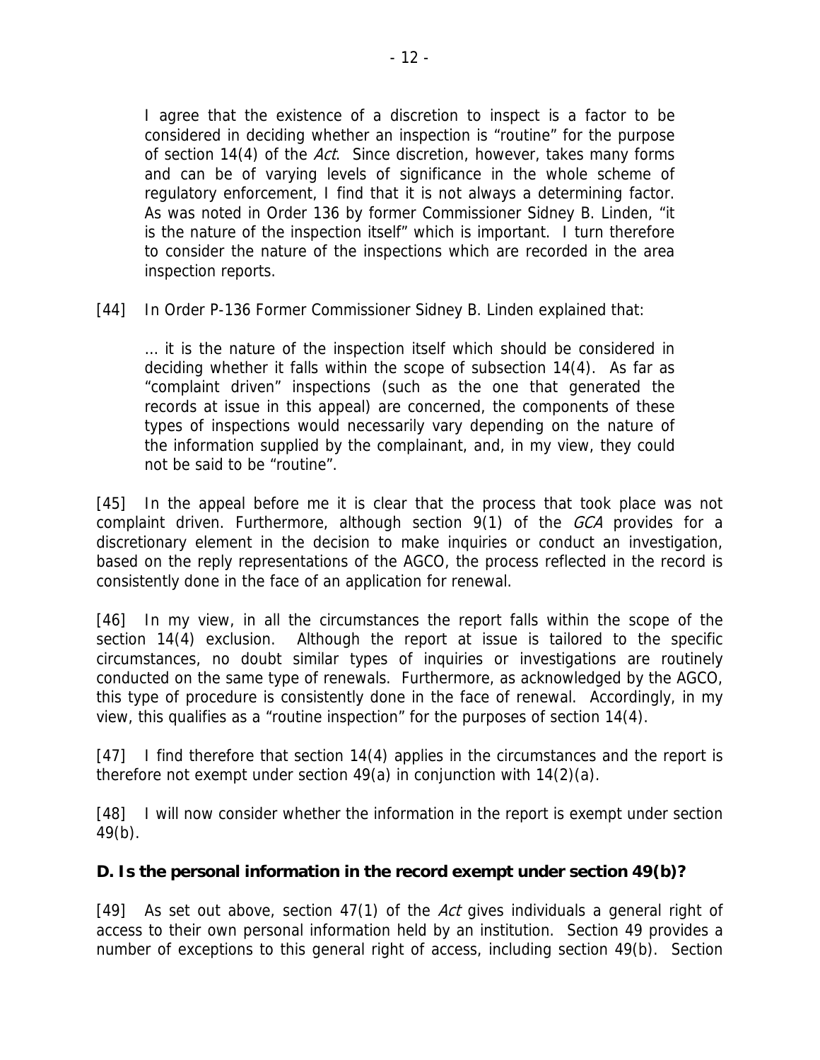> I agree that the existence of a discretion to inspect is a factor to be considered in deciding whether an inspection is "routine" for the purpose of section 14(4) of the *Act*. Since discretion, however, takes many forms and can be of varying levels of significance in the whole scheme of regulatory enforcement, I find that it is not always a determining factor. As was noted in Order 136 by former Commissioner Sidney B. Linden, "it is the nature of the inspection itself" which is important. I turn therefore to consider the nature of the inspections which are recorded in the area inspection reports.

[44] In Order P-136 Former Commissioner Sidney B. Linden explained that:

> … it is the nature of the inspection itself which should be considered in deciding whether it falls within the scope of subsection 14(4). As far as "complaint driven" inspections (such as the one that generated the records at issue in this appeal) are concerned, the components of these types of inspections would necessarily vary depending on the nature of the information supplied by the complainant, and, in my view, they could not be said to be "routine".

[45] In the appeal before me it is clear that the process that took place was not complaint driven. Furthermore, although section 9(1) of the *GCA* provides for a discretionary element in the decision to make inquiries or conduct an investigation, based on the reply representations of the AGCO, the process reflected in the record is consistently done in the face of an application for renewal.

[46] In my view, in all the circumstances the report falls within the scope of the section 14(4) exclusion. Although the report at issue is tailored to the specific circumstances, no doubt similar types of inquiries or investigations are routinely conducted on the same type of renewals. Furthermore, as acknowledged by the AGCO, this type of procedure is consistently done in the face of renewal. Accordingly, in my view, this qualifies as a "routine inspection" for the purposes of section 14(4).

[47] I find therefore that section 14(4) applies in the circumstances and the report is therefore not exempt under section 49(a) in conjunction with 14(2)(a).

[48] I will now consider whether the information in the report is exempt under section 49(b).

**D. Is the personal information in the record exempt under section 49(b)?**

[49] As set out above, section 47(1) of the *Act* gives individuals a general right of access to their own personal information held by an institution. Section 49 provides a number of exceptions to this general right of access, including section 49(b). Section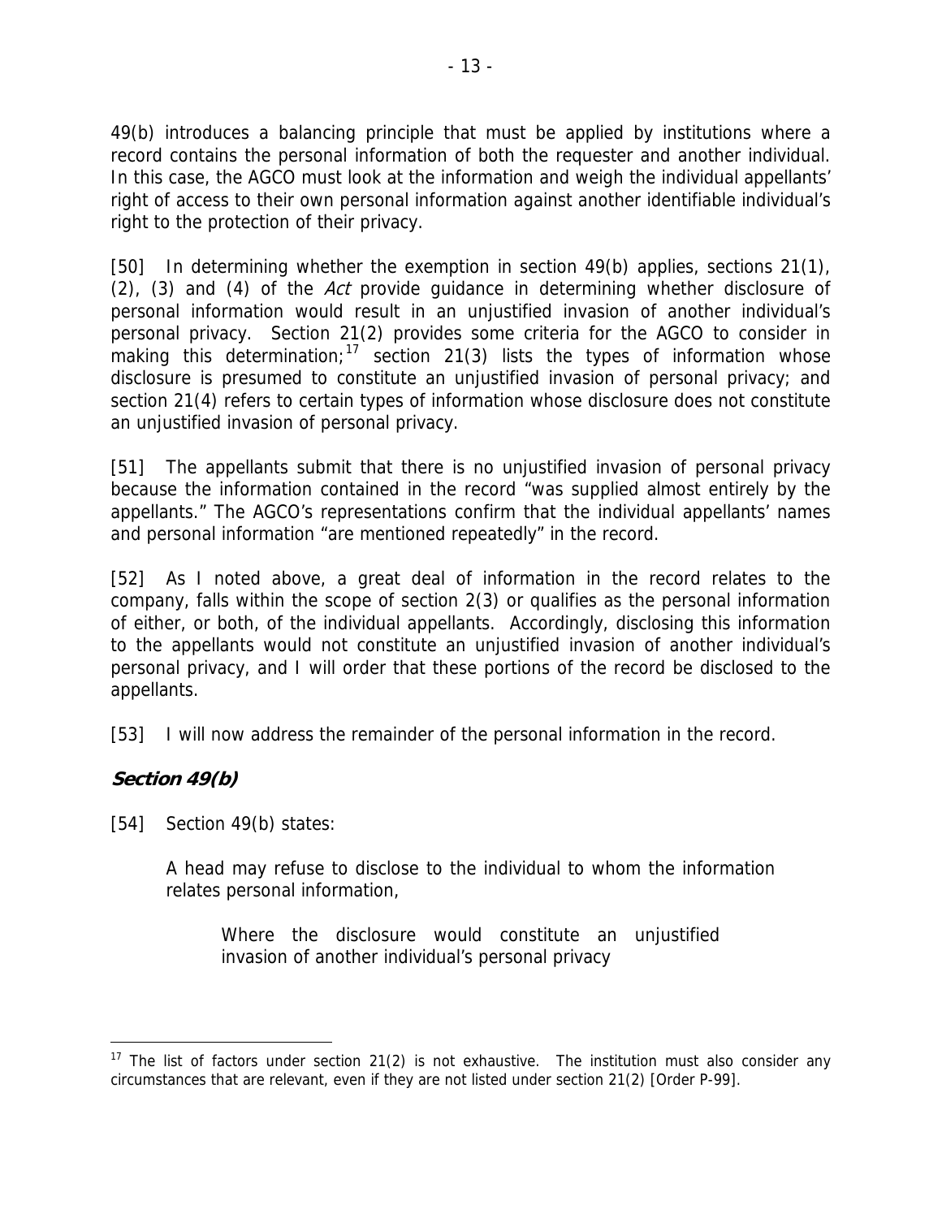49(b) introduces a balancing principle that must be applied by institutions where a record contains the personal information of both the requester and another individual. In this case, the AGCO must look at the information and weigh the individual appellants' right of access to their own personal information against another identifiable individual's right to the protection of their privacy.

[50] In determining whether the exemption in section 49(b) applies, sections 21(1), (2), (3) and (4) of the *Act* provide guidance in determining whether disclosure of personal information would result in an unjustified invasion of another individual's personal privacy. Section 21(2) provides some criteria for the AGCO to consider in making this determination;[17] section 21(3) lists the types of information whose disclosure is presumed to constitute an unjustified invasion of personal privacy; and section 21(4) refers to certain types of information whose disclosure does not constitute an unjustified invasion of personal privacy.

[51] The appellants submit that there is no unjustified invasion of personal privacy because the information contained in the record "was supplied almost entirely by the appellants." The AGCO's representations confirm that the individual appellants' names and personal information "are mentioned repeatedly" in the record.

[52] As I noted above, a great deal of information in the record relates to the company, falls within the scope of section 2(3) or qualifies as the personal information of either, or both, of the individual appellants. Accordingly, disclosing this information to the appellants would not constitute an unjustified invasion of another individual's personal privacy, and I will order that these portions of the record be disclosed to the appellants.

[53] I will now address the remainder of the personal information in the record.

### *Section 49(b)*

[54] Section 49(b) states:

> A head may refuse to disclose to the individual to whom the information relates personal information,
>
> > Where the disclosure would constitute an unjustified invasion of another individual's personal privacy

---

[17] The list of factors under section 21(2) is not exhaustive. The institution must also consider any circumstances that are relevant, even if they are not listed under section 21(2) [Order P-99].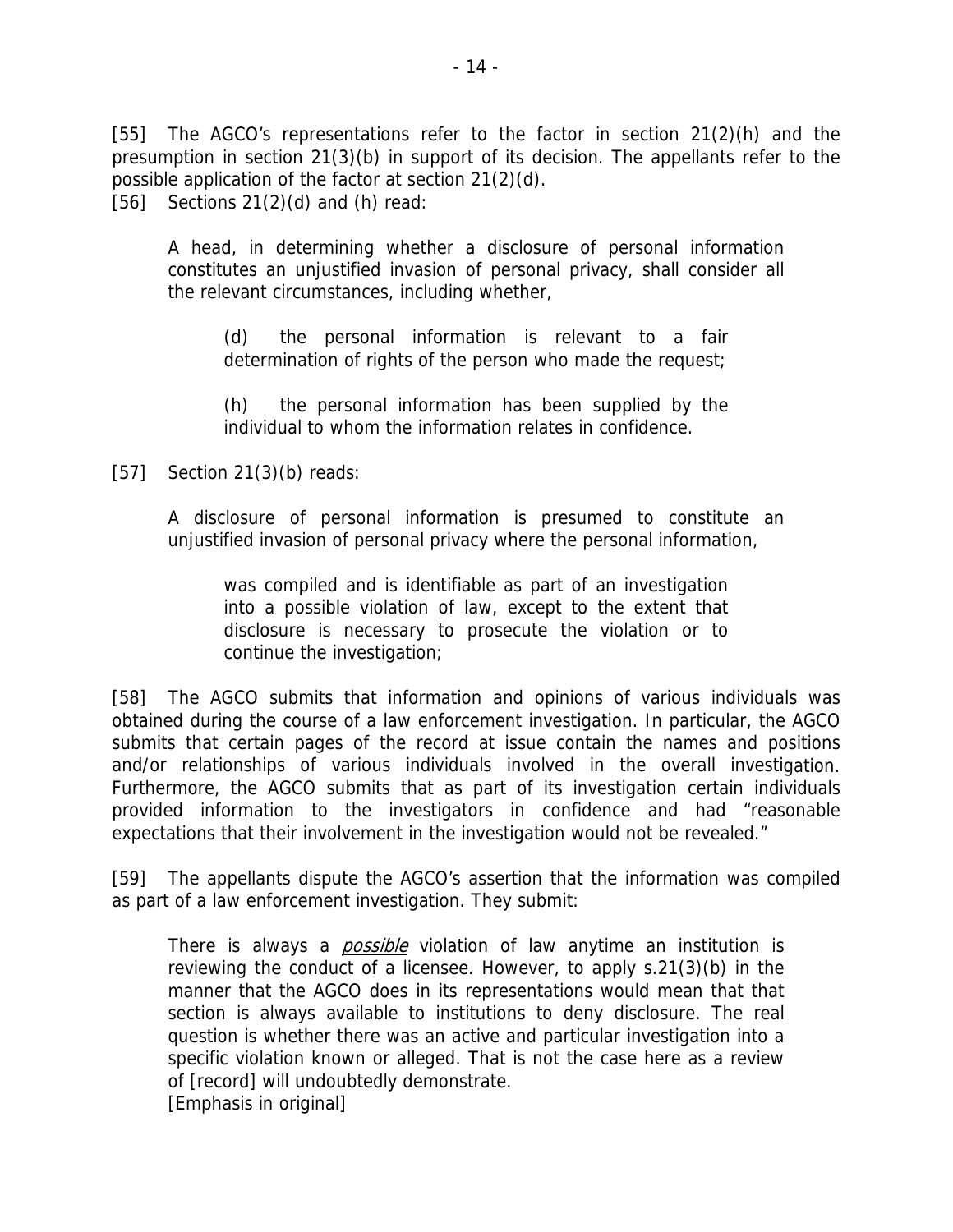[55] The AGCO's representations refer to the factor in section 21(2)(h) and the presumption in section 21(3)(b) in support of its decision. The appellants refer to the possible application of the factor at section 21(2)(d).

[56] Sections 21(2)(d) and (h) read:

> A head, in determining whether a disclosure of personal information constitutes an unjustified invasion of personal privacy, shall consider all the relevant circumstances, including whether,
>
> > (d) the personal information is relevant to a fair determination of rights of the person who made the request;
> >
> > (h) the personal information has been supplied by the individual to whom the information relates in confidence.

[57] Section 21(3)(b) reads:

> A disclosure of personal information is presumed to constitute an unjustified invasion of personal privacy where the personal information,
>
> > was compiled and is identifiable as part of an investigation into a possible violation of law, except to the extent that disclosure is necessary to prosecute the violation or to continue the investigation;

[58] The AGCO submits that information and opinions of various individuals was obtained during the course of a law enforcement investigation. In particular, the AGCO submits that certain pages of the record at issue contain the names and positions and/or relationships of various individuals involved in the overall investigation. Furthermore, the AGCO submits that as part of its investigation certain individuals provided information to the investigators in confidence and had "reasonable expectations that their involvement in the investigation would not be revealed."

[59] The appellants dispute the AGCO's assertion that the information was compiled as part of a law enforcement investigation. They submit:

> There is always a _possible_ violation of law anytime an institution is reviewing the conduct of a licensee. However, to apply s.21(3)(b) in the manner that the AGCO does in its representations would mean that that section is always available to institutions to deny disclosure. The real question is whether there was an active and particular investigation into a specific violation known or alleged. That is not the case here as a review of [record] will undoubtedly demonstrate.
> [Emphasis in original]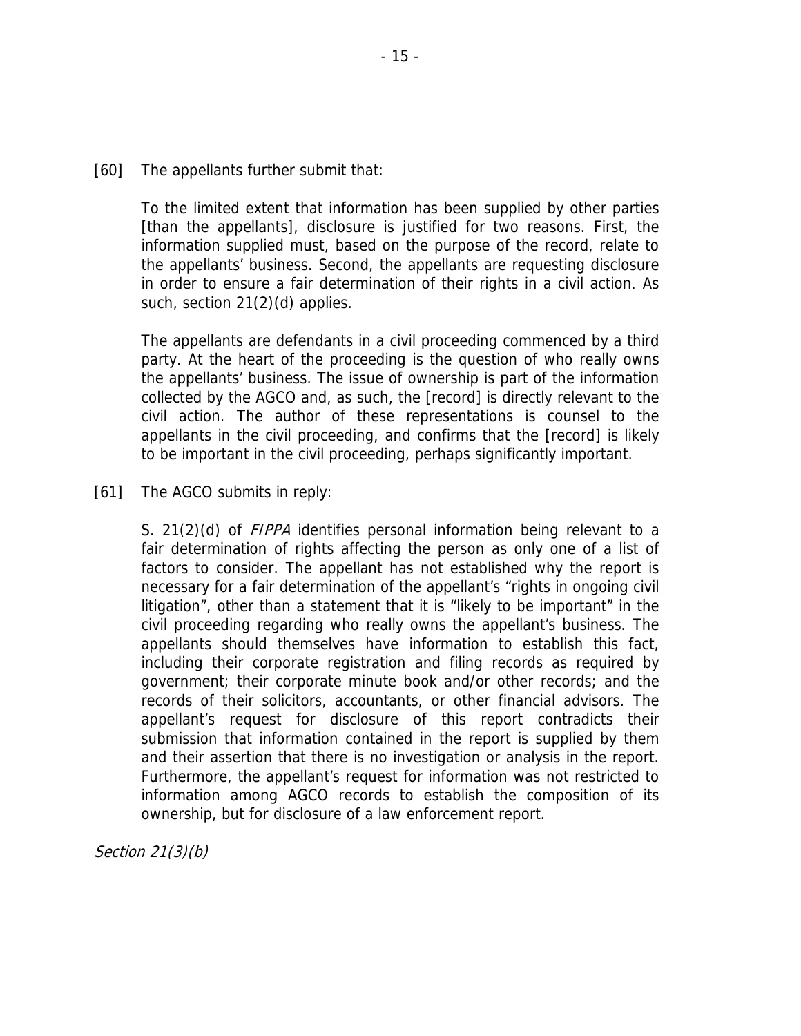[60] The appellants further submit that:

> To the limited extent that information has been supplied by other parties [than the appellants], disclosure is justified for two reasons. First, the information supplied must, based on the purpose of the record, relate to the appellants' business. Second, the appellants are requesting disclosure in order to ensure a fair determination of their rights in a civil action. As such, section 21(2)(d) applies.
>
> The appellants are defendants in a civil proceeding commenced by a third party. At the heart of the proceeding is the question of who really owns the appellants' business. The issue of ownership is part of the information collected by the AGCO and, as such, the [record] is directly relevant to the civil action. The author of these representations is counsel to the appellants in the civil proceeding, and confirms that the [record] is likely to be important in the civil proceeding, perhaps significantly important.

[61] The AGCO submits in reply:

> S. 21(2)(d) of *FIPPA* identifies personal information being relevant to a fair determination of rights affecting the person as only one of a list of factors to consider. The appellant has not established why the report is necessary for a fair determination of the appellant's "rights in ongoing civil litigation", other than a statement that it is "likely to be important" in the civil proceeding regarding who really owns the appellant's business. The appellants should themselves have information to establish this fact, including their corporate registration and filing records as required by government; their corporate minute book and/or other records; and the records of their solicitors, accountants, or other financial advisors. The appellant's request for disclosure of this report contradicts their submission that information contained in the report is supplied by them and their assertion that there is no investigation or analysis in the report. Furthermore, the appellant's request for information was not restricted to information among AGCO records to establish the composition of its ownership, but for disclosure of a law enforcement report.

*Section 21(3)(b)*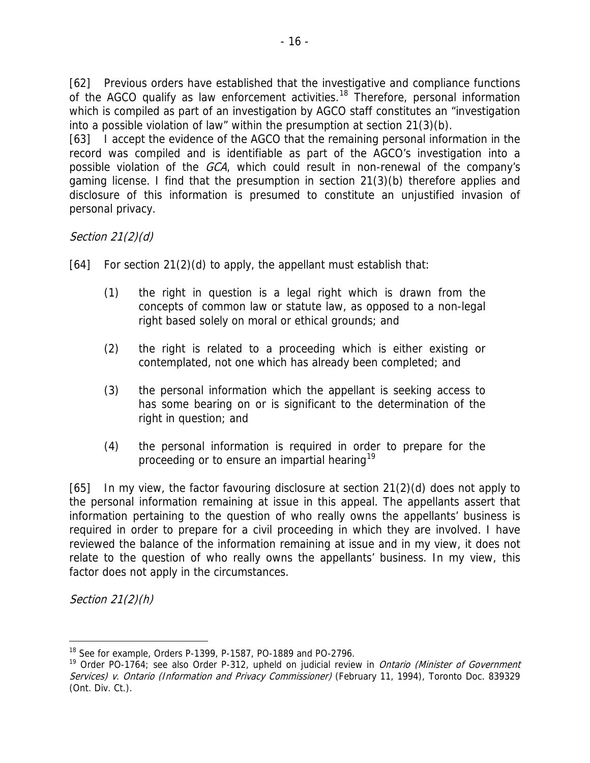[62] Previous orders have established that the investigative and compliance functions of the AGCO qualify as law enforcement activities.[18] Therefore, personal information which is compiled as part of an investigation by AGCO staff constitutes an "investigation into a possible violation of law" within the presumption at section 21(3)(b).

[63] I accept the evidence of the AGCO that the remaining personal information in the record was compiled and is identifiable as part of the AGCO's investigation into a possible violation of the *GCA*, which could result in non-renewal of the company's gaming license. I find that the presumption in section 21(3)(b) therefore applies and disclosure of this information is presumed to constitute an unjustified invasion of personal privacy.

*Section 21(2)(d)*

[64] For section 21(2)(d) to apply, the appellant must establish that:

(1) the right in question is a legal right which is drawn from the concepts of common law or statute law, as opposed to a non-legal right based solely on moral or ethical grounds; and

(2) the right is related to a proceeding which is either existing or contemplated, not one which has already been completed; and

(3) the personal information which the appellant is seeking access to has some bearing on or is significant to the determination of the right in question; and

(4) the personal information is required in order to prepare for the proceeding or to ensure an impartial hearing[19]

[65] In my view, the factor favouring disclosure at section 21(2)(d) does not apply to the personal information remaining at issue in this appeal. The appellants assert that information pertaining to the question of who really owns the appellants' business is required in order to prepare for a civil proceeding in which they are involved. I have reviewed the balance of the information remaining at issue and in my view, it does not relate to the question of who really owns the appellants' business. In my view, this factor does not apply in the circumstances.

*Section 21(2)(h)*

---

[18] See for example, Orders P-1399, P-1587, PO-1889 and PO-2796.

[19] Order PO-1764; see also Order P-312, upheld on judicial review in *Ontario (Minister of Government Services) v. Ontario (Information and Privacy Commissioner)* (February 11, 1994), Toronto Doc. 839329 (Ont. Div. Ct.).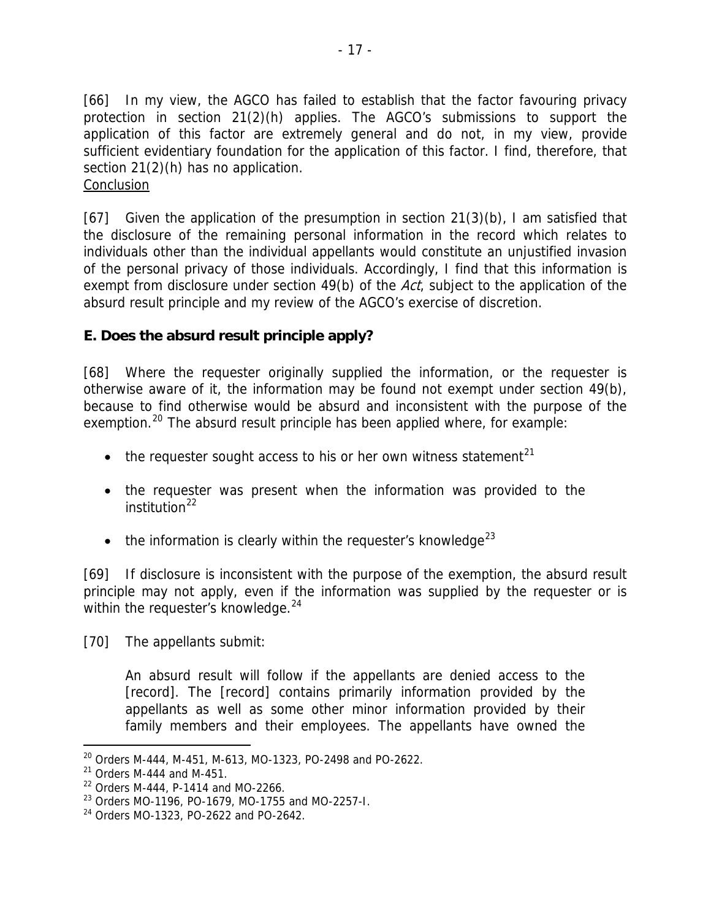[66] In my view, the AGCO has failed to establish that the factor favouring privacy protection in section 21(2)(h) applies. The AGCO's submissions to support the application of this factor are extremely general and do not, in my view, provide sufficient evidentiary foundation for the application of this factor. I find, therefore, that section 21(2)(h) has no application.

Conclusion

[67] Given the application of the presumption in section 21(3)(b), I am satisfied that the disclosure of the remaining personal information in the record which relates to individuals other than the individual appellants would constitute an unjustified invasion of the personal privacy of those individuals. Accordingly, I find that this information is exempt from disclosure under section 49(b) of the *Act*, subject to the application of the absurd result principle and my review of the AGCO's exercise of discretion.

**E. Does the absurd result principle apply?**

[68] Where the requester originally supplied the information, or the requester is otherwise aware of it, the information may be found not exempt under section 49(b), because to find otherwise would be absurd and inconsistent with the purpose of the exemption.[20] The absurd result principle has been applied where, for example:

- the requester sought access to his or her own witness statement[21]
- the requester was present when the information was provided to the institution[22]
- the information is clearly within the requester's knowledge[23]

[69] If disclosure is inconsistent with the purpose of the exemption, the absurd result principle may not apply, even if the information was supplied by the requester or is within the requester's knowledge.[24]

[70] The appellants submit:

> An absurd result will follow if the appellants are denied access to the [record]. The [record] contains primarily information provided by the appellants as well as some other minor information provided by their family members and their employees. The appellants have owned the

---

[20] Orders M-444, M-451, M-613, MO-1323, PO-2498 and PO-2622.

[21] Orders M-444 and M-451.

[22] Orders M-444, P-1414 and MO-2266.

[23] Orders MO-1196, PO-1679, MO-1755 and MO-2257-I.

[24] Orders MO-1323, PO-2622 and PO-2642.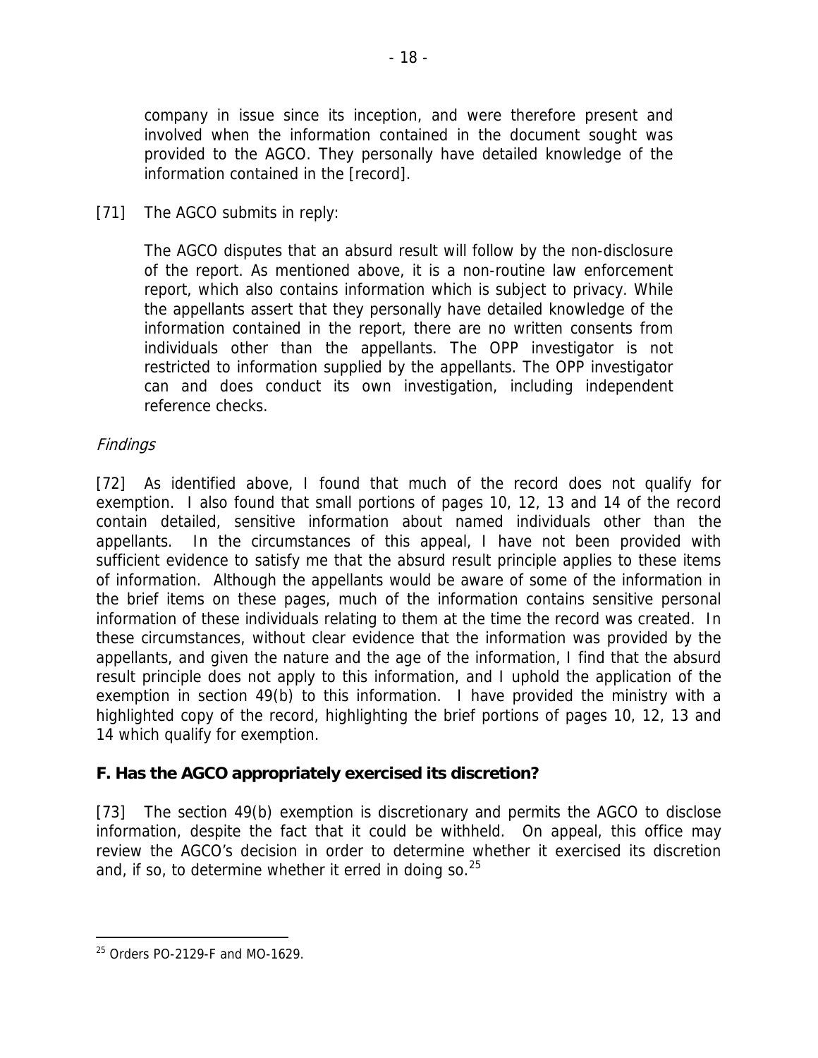company in issue since its inception, and were therefore present and involved when the information contained in the document sought was provided to the AGCO. They personally have detailed knowledge of the information contained in the [record].

[71] The AGCO submits in reply:

> The AGCO disputes that an absurd result will follow by the non-disclosure of the report. As mentioned above, it is a non-routine law enforcement report, which also contains information which is subject to privacy. While the appellants assert that they personally have detailed knowledge of the information contained in the report, there are no written consents from individuals other than the appellants. The OPP investigator is not restricted to information supplied by the appellants. The OPP investigator can and does conduct its own investigation, including independent reference checks.

*Findings*

[72] As identified above, I found that much of the record does not qualify for exemption. I also found that small portions of pages 10, 12, 13 and 14 of the record contain detailed, sensitive information about named individuals other than the appellants. In the circumstances of this appeal, I have not been provided with sufficient evidence to satisfy me that the absurd result principle applies to these items of information. Although the appellants would be aware of some of the information in the brief items on these pages, much of the information contains sensitive personal information of these individuals relating to them at the time the record was created. In these circumstances, without clear evidence that the information was provided by the appellants, and given the nature and the age of the information, I find that the absurd result principle does not apply to this information, and I uphold the application of the exemption in section 49(b) to this information. I have provided the ministry with a highlighted copy of the record, highlighting the brief portions of pages 10, 12, 13 and 14 which qualify for exemption.

## F. Has the AGCO appropriately exercised its discretion?

[73] The section 49(b) exemption is discretionary and permits the AGCO to disclose information, despite the fact that it could be withheld. On appeal, this office may review the AGCO's decision in order to determine whether it exercised its discretion and, if so, to determine whether it erred in doing so.[25]

---

[25] Orders PO-2129-F and MO-1629.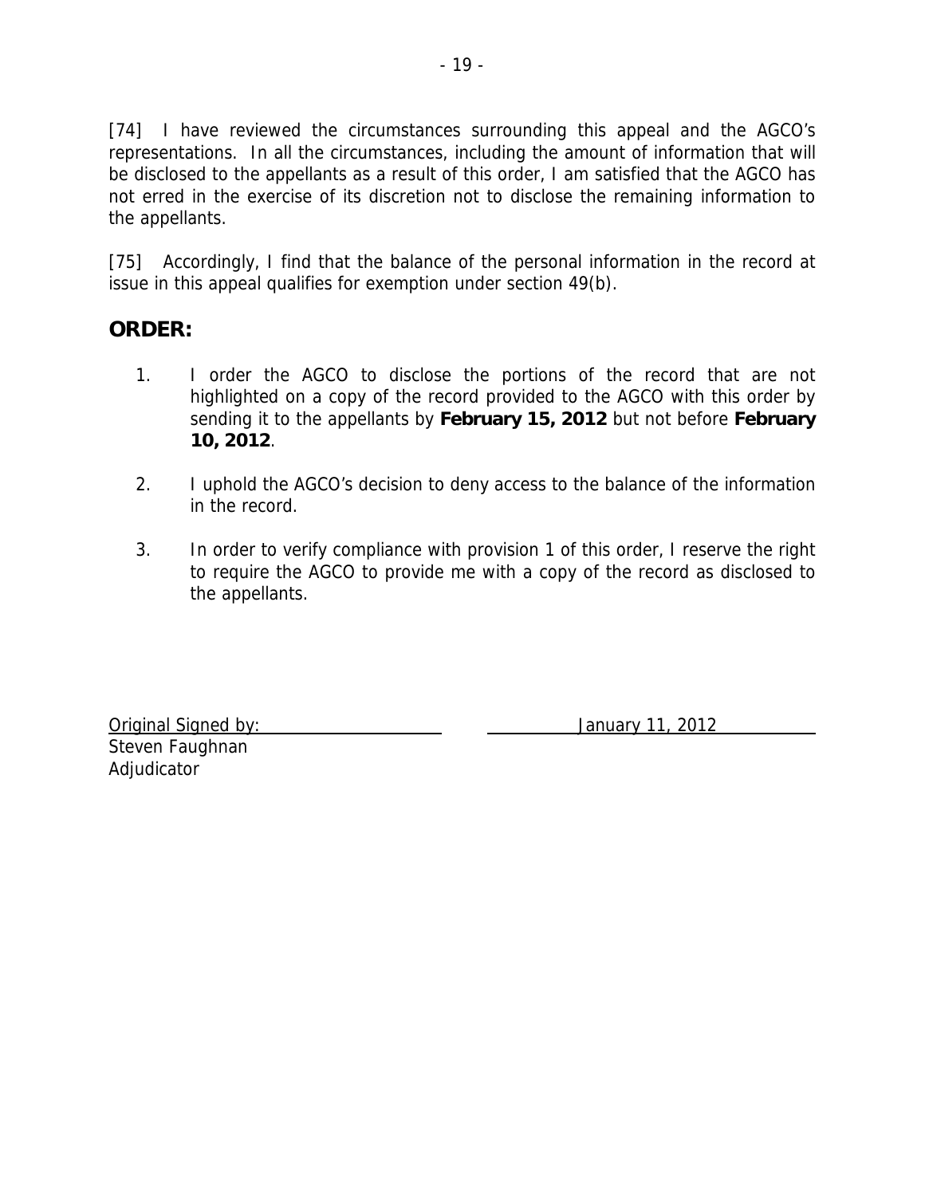[74] I have reviewed the circumstances surrounding this appeal and the AGCO's representations. In all the circumstances, including the amount of information that will be disclosed to the appellants as a result of this order, I am satisfied that the AGCO has not erred in the exercise of its discretion not to disclose the remaining information to the appellants.

[75] Accordingly, I find that the balance of the personal information in the record at issue in this appeal qualifies for exemption under section 49(b).

## ORDER:

1. I order the AGCO to disclose the portions of the record that are not highlighted on a copy of the record provided to the AGCO with this order by sending it to the appellants by **February 15, 2012** but not before **February 10, 2012**.

2. I uphold the AGCO's decision to deny access to the balance of the information in the record.

3. In order to verify compliance with provision 1 of this order, I reserve the right to require the AGCO to provide me with a copy of the record as disclosed to the appellants.

Original Signed by: January 11, 2012
Steven Faughnan
Adjudicator